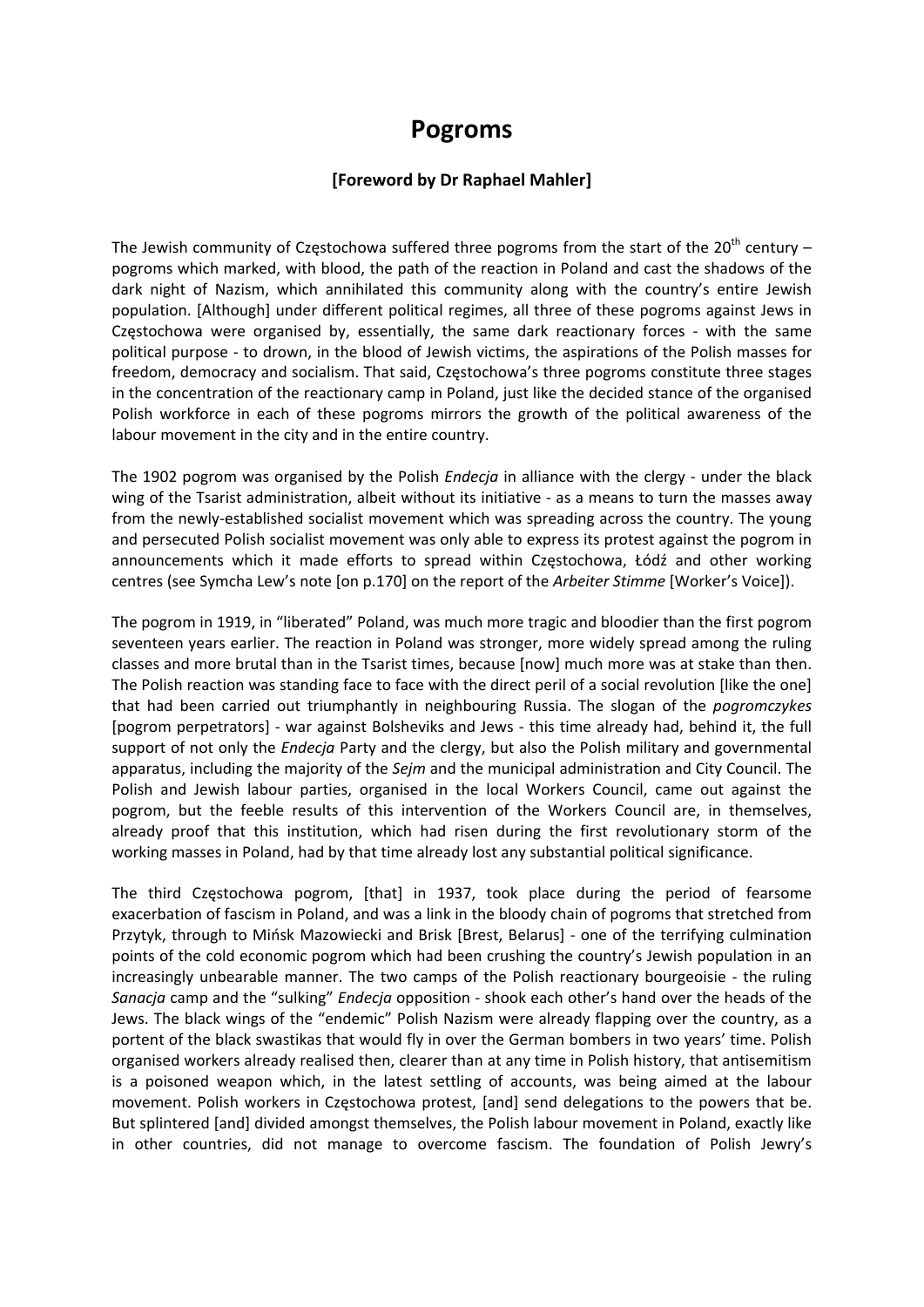# Pogroms

**[Foreword by Dr Raphael Mahler]**

The Jewish community of Częstochowa suffered three pogroms from the start of the 20th century – pogroms which marked, with blood, the path of the reaction in Poland and cast the shadows of the dark night of Nazism, which annihilated this community along with the country's entire Jewish population. [Although] under different political regimes, all three of these pogroms against Jews in Częstochowa were organised by, essentially, the same dark reactionary forces - with the same political purpose - to drown, in the blood of Jewish victims, the aspirations of the Polish masses for freedom, democracy and socialism. That said, Częstochowa's three pogroms constitute three stages in the concentration of the reactionary camp in Poland, just like the decided stance of the organised Polish workforce in each of these pogroms mirrors the growth of the political awareness of the labour movement in the city and in the entire country.

The 1902 pogrom was organised by the Polish *Endecja* in alliance with the clergy - under the black wing of the Tsarist administration, albeit without its initiative - as a means to turn the masses away from the newly-established socialist movement which was spreading across the country. The young and persecuted Polish socialist movement was only able to express its protest against the pogrom in announcements which it made efforts to spread within Częstochowa, Łódź and other working centres (see Symcha Lew's note [on p.170] on the report of the *Arbeiter Stimme* [Worker's Voice]).

The pogrom in 1919, in "liberated" Poland, was much more tragic and bloodier than the first pogrom seventeen years earlier. The reaction in Poland was stronger, more widely spread among the ruling classes and more brutal than in the Tsarist times, because [now] much more was at stake than then. The Polish reaction was standing face to face with the direct peril of a social revolution [like the one] that had been carried out triumphantly in neighbouring Russia. The slogan of the *pogromczykes* [pogrom perpetrators] - war against Bolsheviks and Jews - this time already had, behind it, the full support of not only the *Endecja* Party and the clergy, but also the Polish military and governmental apparatus, including the majority of the *Sejm* and the municipal administration and City Council. The Polish and Jewish labour parties, organised in the local Workers Council, came out against the pogrom, but the feeble results of this intervention of the Workers Council are, in themselves, already proof that this institution, which had risen during the first revolutionary storm of the working masses in Poland, had by that time already lost any substantial political significance.

The third Częstochowa pogrom, [that] in 1937, took place during the period of fearsome exacerbation of fascism in Poland, and was a link in the bloody chain of pogroms that stretched from Przytyk, through to Mińsk Mazowiecki and Brisk [Brest, Belarus] - one of the terrifying culmination points of the cold economic pogrom which had been crushing the country's Jewish population in an increasingly unbearable manner. The two camps of the Polish reactionary bourgeoisie - the ruling *Sanacja* camp and the "sulking" *Endecja* opposition - shook each other's hand over the heads of the Jews. The black wings of the "endemic" Polish Nazism were already flapping over the country, as a portent of the black swastikas that would fly in over the German bombers in two years' time. Polish organised workers already realised then, clearer than at any time in Polish history, that antisemitism is a poisoned weapon which, in the latest settling of accounts, was being aimed at the labour movement. Polish workers in Częstochowa protest, [and] send delegations to the powers that be. But splintered [and] divided amongst themselves, the Polish labour movement in Poland, exactly like in other countries, did not manage to overcome fascism. The foundation of Polish Jewry's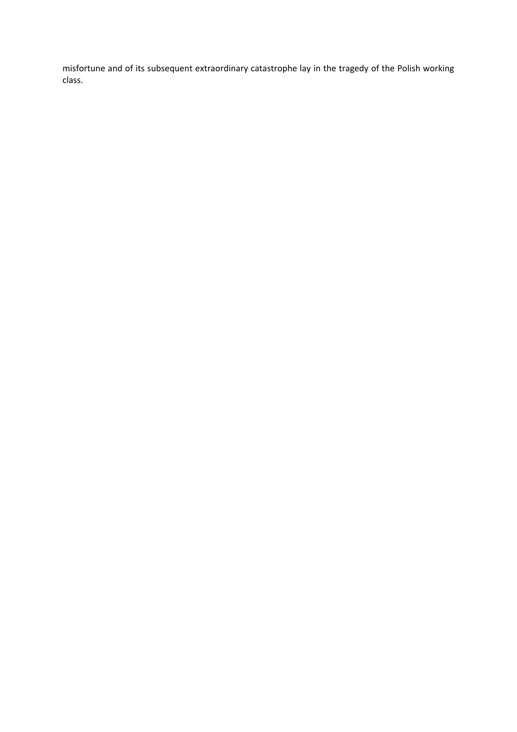misfortune and of its subsequent extraordinary catastrophe lay in the tragedy of the Polish working class.